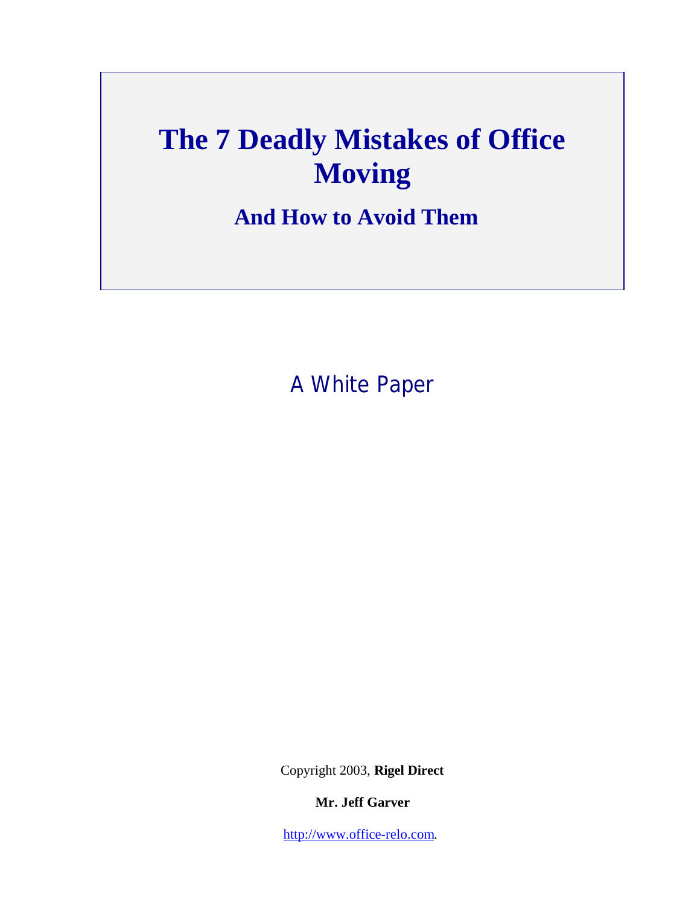# The 7 Deadly Mistakes of Office Moving

## And How to Avoid Them

A White Paper

Copyright 2003, **Rigel Direct**

**Mr. Jeff Garver**

http://www.office-relo.com.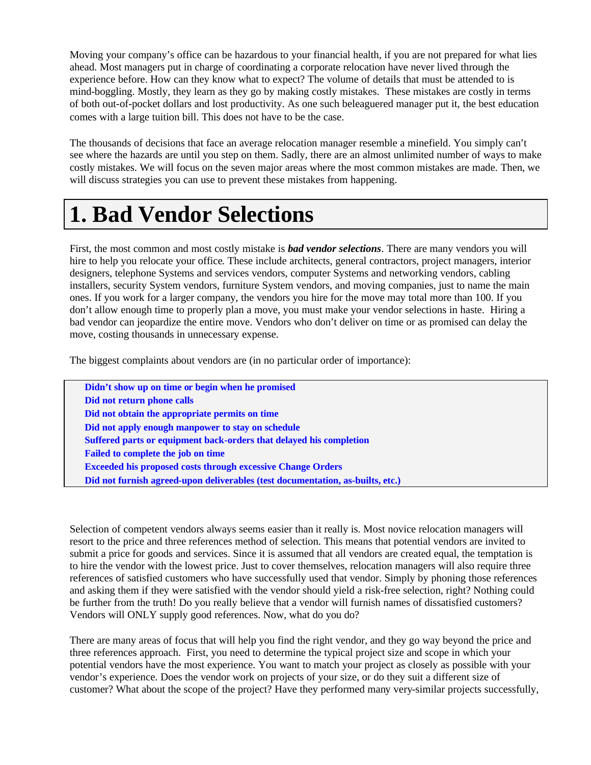Moving your company's office can be hazardous to your financial health, if you are not prepared for what lies ahead. Most managers put in charge of coordinating a corporate relocation have never lived through the experience before. How can they know what to expect? The volume of details that must be attended to is mind-boggling. Mostly, they learn as they go by making costly mistakes. These mistakes are costly in terms of both out-of-pocket dollars and lost productivity. As one such beleaguered manager put it, the best education comes with a large tuition bill. This does not have to be the case.

The thousands of decisions that face an average relocation manager resemble a minefield. You simply can't see where the hazards are until you step on them. Sadly, there are an almost unlimited number of ways to make costly mistakes. We will focus on the seven major areas where the most common mistakes are made. Then, we will discuss strategies you can use to prevent these mistakes from happening.

# 1. Bad Vendor Selections

First, the most common and most costly mistake is ***bad vendor selections***. There are many vendors you will hire to help you relocate your office. These include architects, general contractors, project managers, interior designers, telephone Systems and services vendors, computer Systems and networking vendors, cabling installers, security System vendors, furniture System vendors, and moving companies, just to name the main ones. If you work for a larger company, the vendors you hire for the move may total more than 100. If you don't allow enough time to properly plan a move, you must make your vendor selections in haste. Hiring a bad vendor can jeopardize the entire move. Vendors who don't deliver on time or as promised can delay the move, costing thousands in unnecessary expense.

The biggest complaints about vendors are (in no particular order of importance):

- **Didn't show up on time or begin when he promised**
- **Did not return phone calls**
- **Did not obtain the appropriate permits on time**
- **Did not apply enough manpower to stay on schedule**
- **Suffered parts or equipment back-orders that delayed his completion**
- **Failed to complete the job on time**
- **Exceeded his proposed costs through excessive Change Orders**
- **Did not furnish agreed-upon deliverables (test documentation, as-builts, etc.)**

Selection of competent vendors always seems easier than it really is. Most novice relocation managers will resort to the price and three references method of selection. This means that potential vendors are invited to submit a price for goods and services. Since it is assumed that all vendors are created equal, the temptation is to hire the vendor with the lowest price. Just to cover themselves, relocation managers will also require three references of satisfied customers who have successfully used that vendor. Simply by phoning those references and asking them if they were satisfied with the vendor should yield a risk-free selection, right? Nothing could be further from the truth! Do you really believe that a vendor will furnish names of dissatisfied customers? Vendors will ONLY supply good references. Now, what do you do?

There are many areas of focus that will help you find the right vendor, and they go way beyond the price and three references approach. First, you need to determine the typical project size and scope in which your potential vendors have the most experience. You want to match your project as closely as possible with your vendor's experience. Does the vendor work on projects of your size, or do they suit a different size of customer? What about the scope of the project? Have they performed many very-similar projects successfully,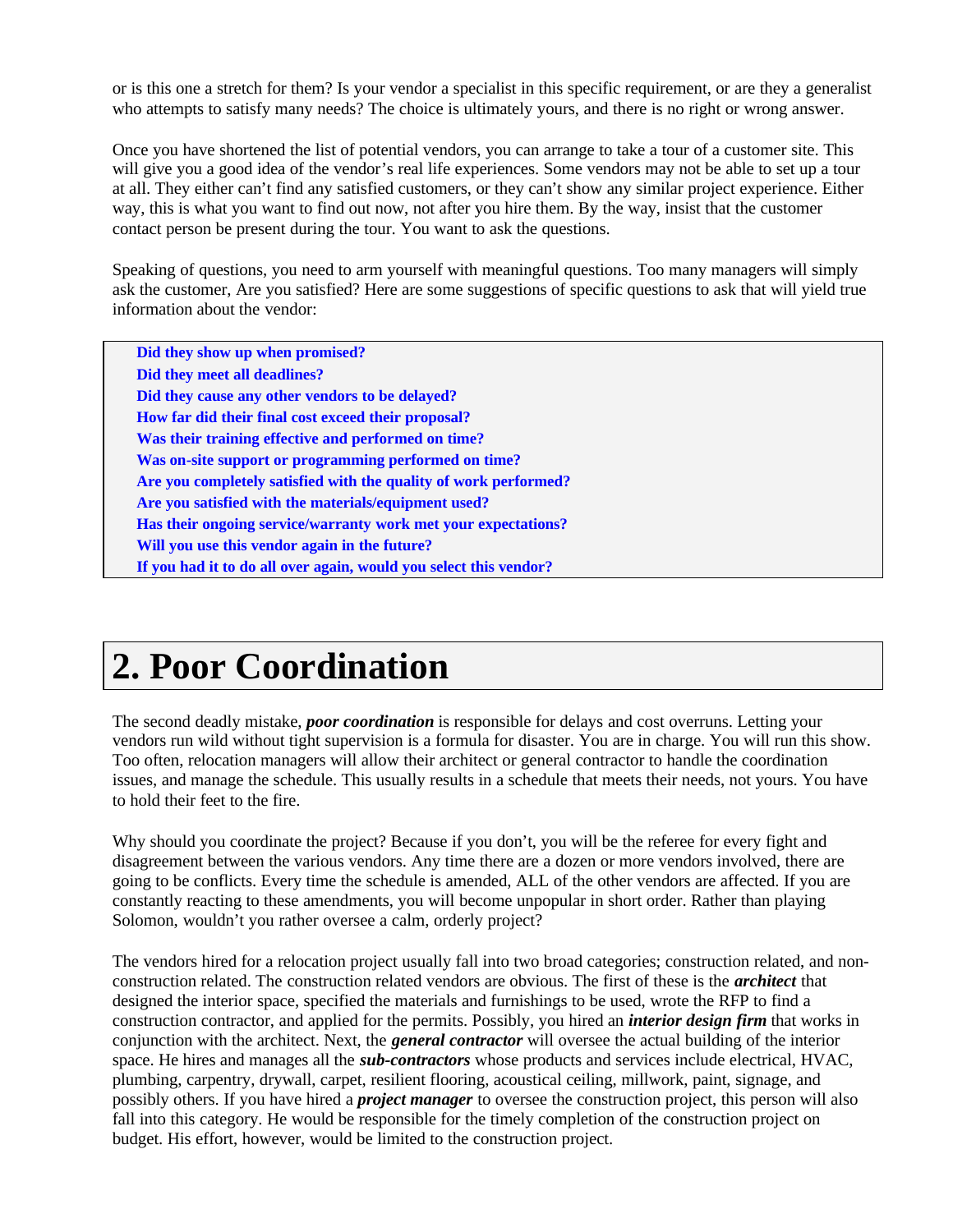or is this one a stretch for them? Is your vendor a specialist in this specific requirement, or are they a generalist who attempts to satisfy many needs? The choice is ultimately yours, and there is no right or wrong answer.

Once you have shortened the list of potential vendors, you can arrange to take a tour of a customer site. This will give you a good idea of the vendor's real life experiences. Some vendors may not be able to set up a tour at all. They either can't find any satisfied customers, or they can't show any similar project experience. Either way, this is what you want to find out now, not after you hire them. By the way, insist that the customer contact person be present during the tour. You want to ask the questions.

Speaking of questions, you need to arm yourself with meaningful questions. Too many managers will simply ask the customer, Are you satisfied? Here are some suggestions of specific questions to ask that will yield true information about the vendor:

**Did they show up when promised?**
**Did they meet all deadlines?**
**Did they cause any other vendors to be delayed?**
**How far did their final cost exceed their proposal?**
**Was their training effective and performed on time?**
**Was on-site support or programming performed on time?**
**Are you completely satisfied with the quality of work performed?**
**Are you satisfied with the materials/equipment used?**
**Has their ongoing service/warranty work met your expectations?**
**Will you use this vendor again in the future?**
**If you had it to do all over again, would you select this vendor?**

# 2. Poor Coordination

The second deadly mistake, ***poor coordination*** is responsible for delays and cost overruns. Letting your vendors run wild without tight supervision is a formula for disaster. You are in charge. You will run this show. Too often, relocation managers will allow their architect or general contractor to handle the coordination issues, and manage the schedule. This usually results in a schedule that meets their needs, not yours. You have to hold their feet to the fire.

Why should you coordinate the project? Because if you don't, you will be the referee for every fight and disagreement between the various vendors. Any time there are a dozen or more vendors involved, there are going to be conflicts. Every time the schedule is amended, ALL of the other vendors are affected. If you are constantly reacting to these amendments, you will become unpopular in short order. Rather than playing Solomon, wouldn't you rather oversee a calm, orderly project?

The vendors hired for a relocation project usually fall into two broad categories; construction related, and non-construction related. The construction related vendors are obvious. The first of these is the ***architect*** that designed the interior space, specified the materials and furnishings to be used, wrote the RFP to find a construction contractor, and applied for the permits. Possibly, you hired an ***interior design firm*** that works in conjunction with the architect. Next, the ***general contractor*** will oversee the actual building of the interior space. He hires and manages all the ***sub-contractors*** whose products and services include electrical, HVAC, plumbing, carpentry, drywall, carpet, resilient flooring, acoustical ceiling, millwork, paint, signage, and possibly others. If you have hired a ***project manager*** to oversee the construction project, this person will also fall into this category. He would be responsible for the timely completion of the construction project on budget. His effort, however, would be limited to the construction project.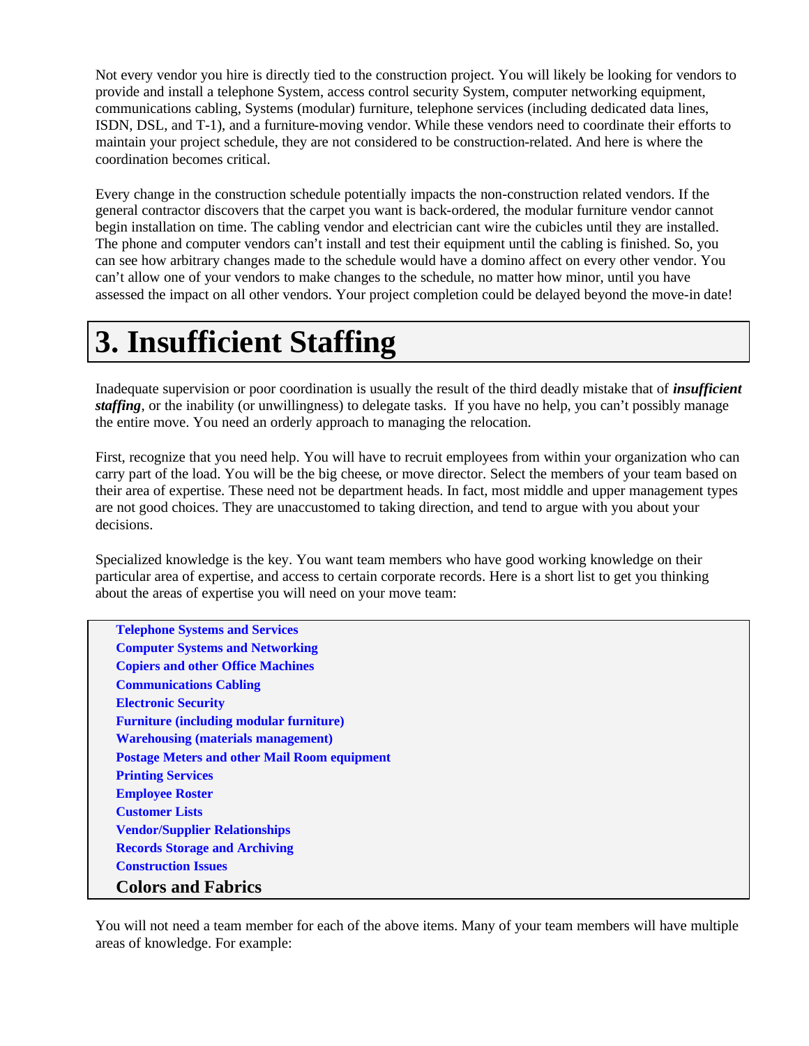Not every vendor you hire is directly tied to the construction project. You will likely be looking for vendors to provide and install a telephone System, access control security System, computer networking equipment, communications cabling, Systems (modular) furniture, telephone services (including dedicated data lines, ISDN, DSL, and T-1), and a furniture-moving vendor. While these vendors need to coordinate their efforts to maintain your project schedule, they are not considered to be construction-related. And here is where the coordination becomes critical.

Every change in the construction schedule potentially impacts the non-construction related vendors. If the general contractor discovers that the carpet you want is back-ordered, the modular furniture vendor cannot begin installation on time. The cabling vendor and electrician cant wire the cubicles until they are installed. The phone and computer vendors can't install and test their equipment until the cabling is finished. So, you can see how arbitrary changes made to the schedule would have a domino affect on every other vendor. You can't allow one of your vendors to make changes to the schedule, no matter how minor, until you have assessed the impact on all other vendors. Your project completion could be delayed beyond the move-in date!

# 3. Insufficient Staffing

Inadequate supervision or poor coordination is usually the result of the third deadly mistake that of ***insufficient staffing***, or the inability (or unwillingness) to delegate tasks. If you have no help, you can't possibly manage the entire move. You need an orderly approach to managing the relocation.

First, recognize that you need help. You will have to recruit employees from within your organization who can carry part of the load. You will be the big cheese, or move director. Select the members of your team based on their area of expertise. These need not be department heads. In fact, most middle and upper management types are not good choices. They are unaccustomed to taking direction, and tend to argue with you about your decisions.

Specialized knowledge is the key. You want team members who have good working knowledge on their particular area of expertise, and access to certain corporate records. Here is a short list to get you thinking about the areas of expertise you will need on your move team:

**Telephone Systems and Services**
**Computer Systems and Networking**
**Copiers and other Office Machines**
**Communications Cabling**
**Electronic Security**
**Furniture (including modular furniture)**
**Warehousing (materials management)**
**Postage Meters and other Mail Room equipment**
**Printing Services**
**Employee Roster**
**Customer Lists**
**Vendor/Supplier Relationships**
**Records Storage and Archiving**
**Construction Issues**
**Colors and Fabrics**

You will not need a team member for each of the above items. Many of your team members will have multiple areas of knowledge. For example: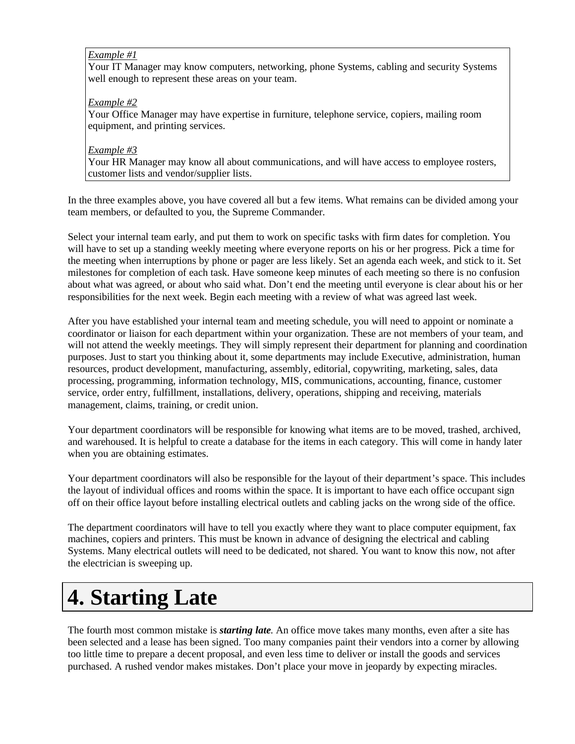*Example #1*
Your IT Manager may know computers, networking, phone Systems, cabling and security Systems well enough to represent these areas on your team.

*Example #2*
Your Office Manager may have expertise in furniture, telephone service, copiers, mailing room equipment, and printing services.

*Example #3*
Your HR Manager may know all about communications, and will have access to employee rosters, customer lists and vendor/supplier lists.

In the three examples above, you have covered all but a few items. What remains can be divided among your team members, or defaulted to you, the Supreme Commander.

Select your internal team early, and put them to work on specific tasks with firm dates for completion. You will have to set up a standing weekly meeting where everyone reports on his or her progress. Pick a time for the meeting when interruptions by phone or pager are less likely. Set an agenda each week, and stick to it. Set milestones for completion of each task. Have someone keep minutes of each meeting so there is no confusion about what was agreed, or about who said what. Don't end the meeting until everyone is clear about his or her responsibilities for the next week. Begin each meeting with a review of what was agreed last week.

After you have established your internal team and meeting schedule, you will need to appoint or nominate a coordinator or liaison for each department within your organization. These are not members of your team, and will not attend the weekly meetings. They will simply represent their department for planning and coordination purposes. Just to start you thinking about it, some departments may include Executive, administration, human resources, product development, manufacturing, assembly, editorial, copywriting, marketing, sales, data processing, programming, information technology, MIS, communications, accounting, finance, customer service, order entry, fulfillment, installations, delivery, operations, shipping and receiving, materials management, claims, training, or credit union.

Your department coordinators will be responsible for knowing what items are to be moved, trashed, archived, and warehoused. It is helpful to create a database for the items in each category. This will come in handy later when you are obtaining estimates.

Your department coordinators will also be responsible for the layout of their department's space. This includes the layout of individual offices and rooms within the space. It is important to have each office occupant sign off on their office layout before installing electrical outlets and cabling jacks on the wrong side of the office.

The department coordinators will have to tell you exactly where they want to place computer equipment, fax machines, copiers and printers. This must be known in advance of designing the electrical and cabling Systems. Many electrical outlets will need to be dedicated, not shared. You want to know this now, not after the electrician is sweeping up.

# 4. Starting Late

The fourth most common mistake is ***starting late***. An office move takes many months, even after a site has been selected and a lease has been signed. Too many companies paint their vendors into a corner by allowing too little time to prepare a decent proposal, and even less time to deliver or install the goods and services purchased. A rushed vendor makes mistakes. Don't place your move in jeopardy by expecting miracles.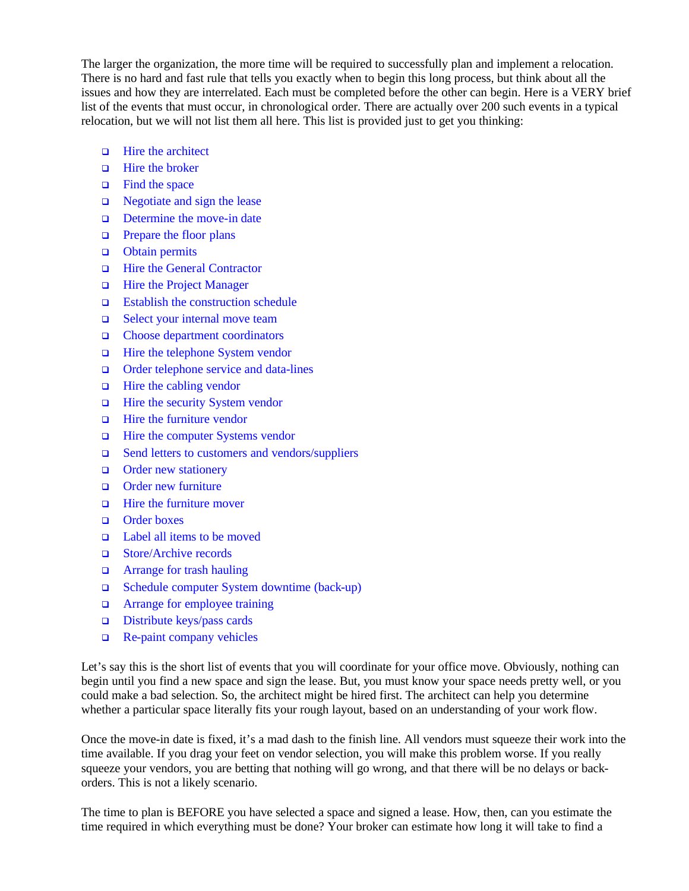The larger the organization, the more time will be required to successfully plan and implement a relocation. There is no hard and fast rule that tells you exactly when to begin this long process, but think about all the issues and how they are interrelated. Each must be completed before the other can begin. Here is a VERY brief list of the events that must occur, in chronological order. There are actually over 200 such events in a typical relocation, but we will not list them all here. This list is provided just to get you thinking:

- Hire the architect
- Hire the broker
- Find the space
- Negotiate and sign the lease
- Determine the move-in date
- Prepare the floor plans
- Obtain permits
- Hire the General Contractor
- Hire the Project Manager
- Establish the construction schedule
- Select your internal move team
- Choose department coordinators
- Hire the telephone System vendor
- Order telephone service and data-lines
- Hire the cabling vendor
- Hire the security System vendor
- Hire the furniture vendor
- Hire the computer Systems vendor
- Send letters to customers and vendors/suppliers
- Order new stationery
- Order new furniture
- Hire the furniture mover
- Order boxes
- Label all items to be moved
- Store/Archive records
- Arrange for trash hauling
- Schedule computer System downtime (back-up)
- Arrange for employee training
- Distribute keys/pass cards
- Re-paint company vehicles

Let's say this is the short list of events that you will coordinate for your office move. Obviously, nothing can begin until you find a new space and sign the lease. But, you must know your space needs pretty well, or you could make a bad selection. So, the architect might be hired first. The architect can help you determine whether a particular space literally fits your rough layout, based on an understanding of your work flow.

Once the move-in date is fixed, it's a mad dash to the finish line. All vendors must squeeze their work into the time available. If you drag your feet on vendor selection, you will make this problem worse. If you really squeeze your vendors, you are betting that nothing will go wrong, and that there will be no delays or back-orders. This is not a likely scenario.

The time to plan is BEFORE you have selected a space and signed a lease. How, then, can you estimate the time required in which everything must be done? Your broker can estimate how long it will take to find a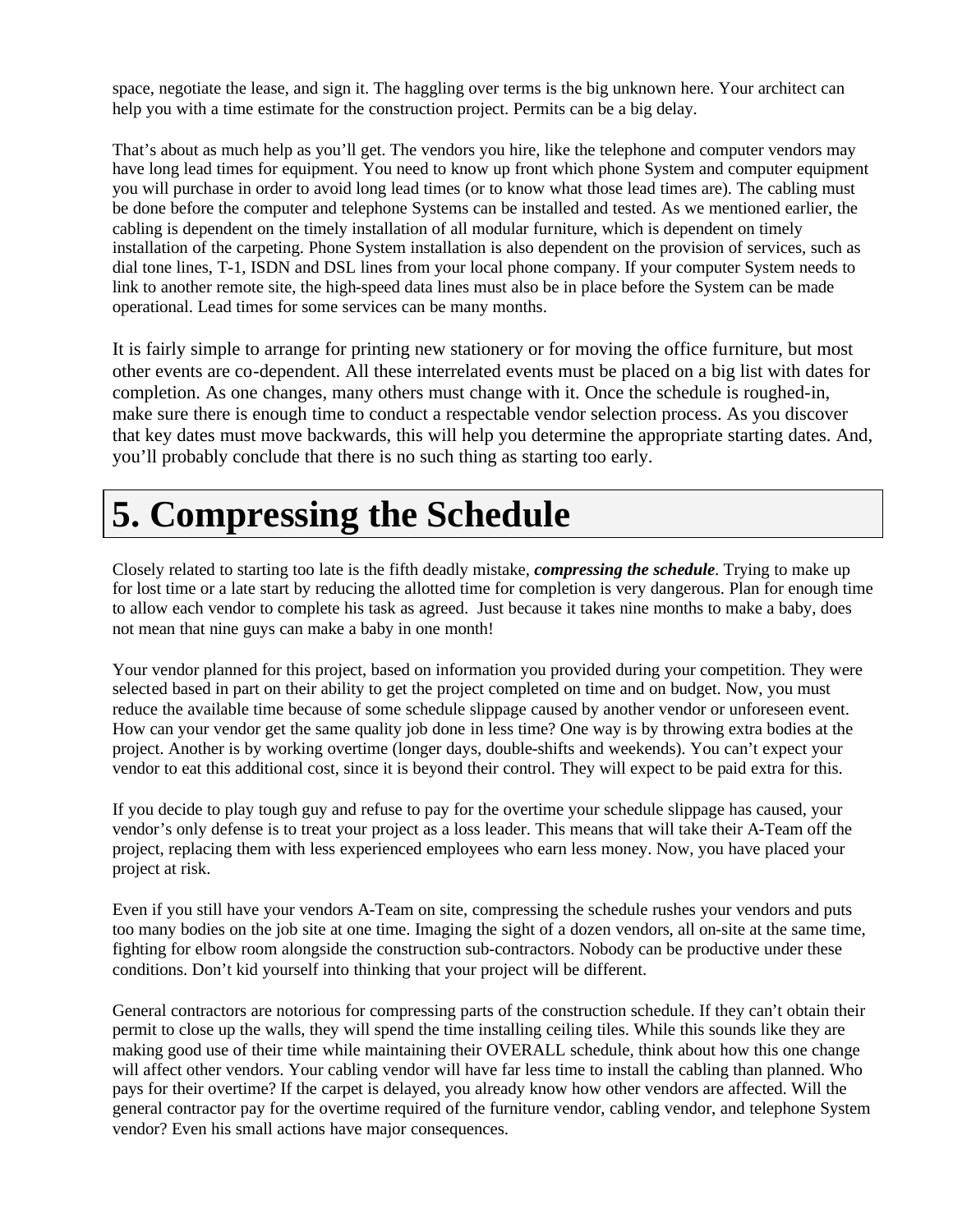space, negotiate the lease, and sign it. The haggling over terms is the big unknown here. Your architect can help you with a time estimate for the construction project. Permits can be a big delay.

That's about as much help as you'll get. The vendors you hire, like the telephone and computer vendors may have long lead times for equipment. You need to know up front which phone System and computer equipment you will purchase in order to avoid long lead times (or to know what those lead times are). The cabling must be done before the computer and telephone Systems can be installed and tested. As we mentioned earlier, the cabling is dependent on the timely installation of all modular furniture, which is dependent on timely installation of the carpeting. Phone System installation is also dependent on the provision of services, such as dial tone lines, T-1, ISDN and DSL lines from your local phone company. If your computer System needs to link to another remote site, the high-speed data lines must also be in place before the System can be made operational. Lead times for some services can be many months.

It is fairly simple to arrange for printing new stationery or for moving the office furniture, but most other events are co-dependent. All these interrelated events must be placed on a big list with dates for completion. As one changes, many others must change with it. Once the schedule is roughed-in, make sure there is enough time to conduct a respectable vendor selection process. As you discover that key dates must move backwards, this will help you determine the appropriate starting dates. And, you'll probably conclude that there is no such thing as starting too early.

# 5. Compressing the Schedule

Closely related to starting too late is the fifth deadly mistake, ***compressing the schedule***. Trying to make up for lost time or a late start by reducing the allotted time for completion is very dangerous. Plan for enough time to allow each vendor to complete his task as agreed. Just because it takes nine months to make a baby, does not mean that nine guys can make a baby in one month!

Your vendor planned for this project, based on information you provided during your competition. They were selected based in part on their ability to get the project completed on time and on budget. Now, you must reduce the available time because of some schedule slippage caused by another vendor or unforeseen event. How can your vendor get the same quality job done in less time? One way is by throwing extra bodies at the project. Another is by working overtime (longer days, double-shifts and weekends). You can't expect your vendor to eat this additional cost, since it is beyond their control. They will expect to be paid extra for this.

If you decide to play tough guy and refuse to pay for the overtime your schedule slippage has caused, your vendor's only defense is to treat your project as a loss leader. This means that will take their A-Team off the project, replacing them with less experienced employees who earn less money. Now, you have placed your project at risk.

Even if you still have your vendors A-Team on site, compressing the schedule rushes your vendors and puts too many bodies on the job site at one time. Imaging the sight of a dozen vendors, all on-site at the same time, fighting for elbow room alongside the construction sub-contractors. Nobody can be productive under these conditions. Don't kid yourself into thinking that your project will be different.

General contractors are notorious for compressing parts of the construction schedule. If they can't obtain their permit to close up the walls, they will spend the time installing ceiling tiles. While this sounds like they are making good use of their time while maintaining their OVERALL schedule, think about how this one change will affect other vendors. Your cabling vendor will have far less time to install the cabling than planned. Who pays for their overtime? If the carpet is delayed, you already know how other vendors are affected. Will the general contractor pay for the overtime required of the furniture vendor, cabling vendor, and telephone System vendor? Even his small actions have major consequences.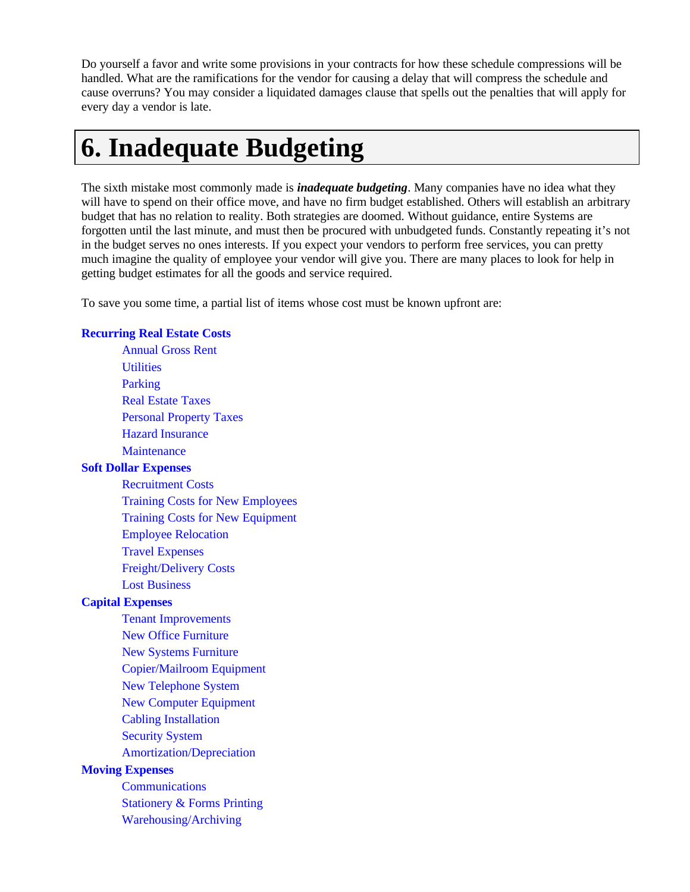Do yourself a favor and write some provisions in your contracts for how these schedule compressions will be handled. What are the ramifications for the vendor for causing a delay that will compress the schedule and cause overruns? You may consider a liquidated damages clause that spells out the penalties that will apply for every day a vendor is late.

# 6. Inadequate Budgeting

The sixth mistake most commonly made is ***inadequate budgeting***. Many companies have no idea what they will have to spend on their office move, and have no firm budget established. Others will establish an arbitrary budget that has no relation to reality. Both strategies are doomed. Without guidance, entire Systems are forgotten until the last minute, and must then be procured with unbudgeted funds. Constantly repeating it's not in the budget serves no ones interests. If you expect your vendors to perform free services, you can pretty much imagine the quality of employee your vendor will give you. There are many places to look for help in getting budget estimates for all the goods and service required.

To save you some time, a partial list of items whose cost must be known upfront are:

**Recurring Real Estate Costs**

- Annual Gross Rent
- Utilities
- Parking
- Real Estate Taxes
- Personal Property Taxes
- Hazard Insurance
- Maintenance

**Soft Dollar Expenses**

- Recruitment Costs
- Training Costs for New Employees
- Training Costs for New Equipment
- Employee Relocation
- Travel Expenses
- Freight/Delivery Costs
- Lost Business

**Capital Expenses**

- Tenant Improvements
- New Office Furniture
- New Systems Furniture
- Copier/Mailroom Equipment
- New Telephone System
- New Computer Equipment
- Cabling Installation
- Security System
- Amortization/Depreciation

**Moving Expenses**

- Communications
- Stationery & Forms Printing
- Warehousing/Archiving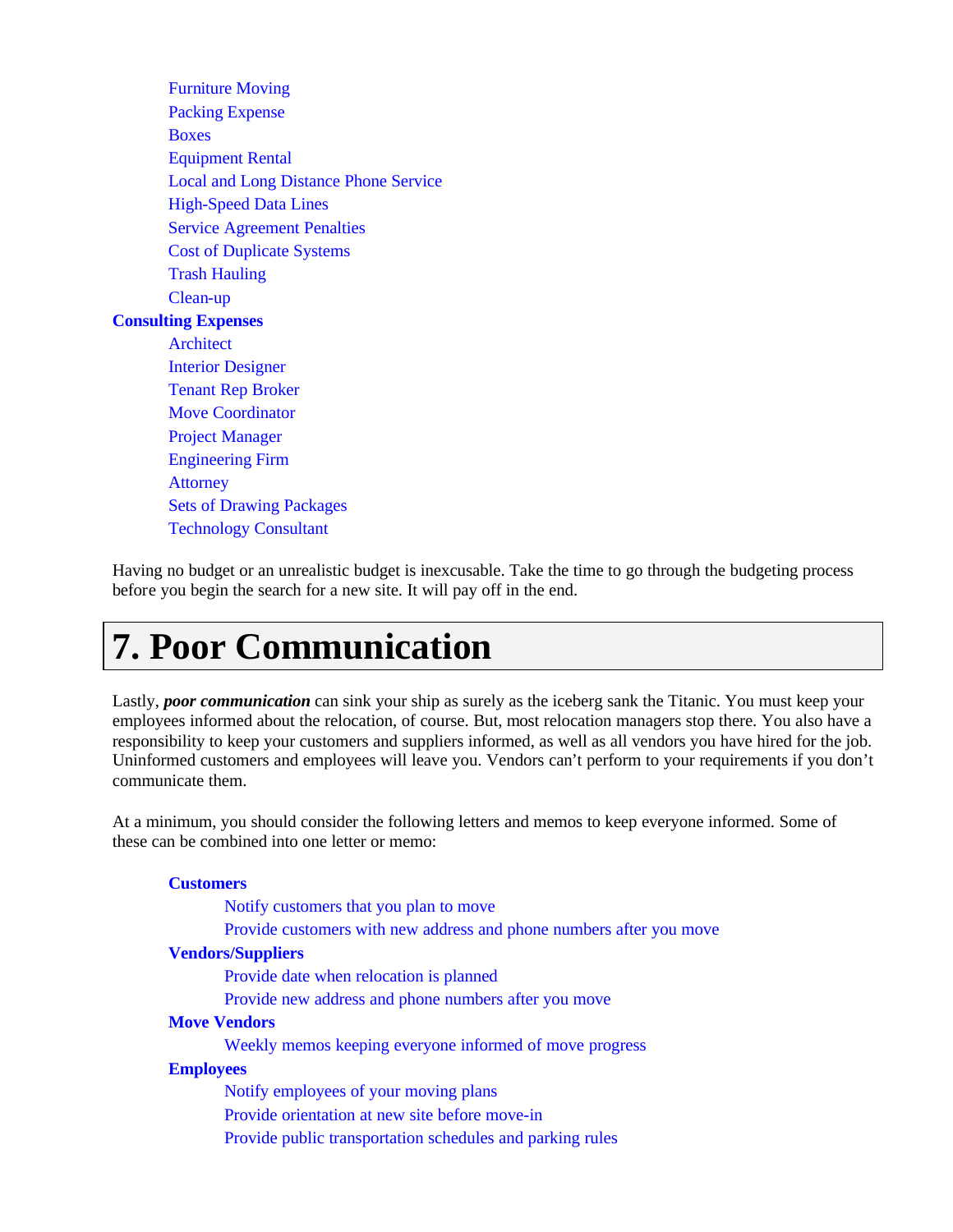- Furniture Moving
- Packing Expense
- Boxes
- Equipment Rental
- Local and Long Distance Phone Service
- High-Speed Data Lines
- Service Agreement Penalties
- Cost of Duplicate Systems
- Trash Hauling
- Clean-up

**Consulting Expenses**

- Architect
- Interior Designer
- Tenant Rep Broker
- Move Coordinator
- Project Manager
- Engineering Firm
- Attorney
- Sets of Drawing Packages
- Technology Consultant

Having no budget or an unrealistic budget is inexcusable. Take the time to go through the budgeting process before you begin the search for a new site. It will pay off in the end.

# 7. Poor Communication

Lastly, ***poor communication*** can sink your ship as surely as the iceberg sank the Titanic. You must keep your employees informed about the relocation, of course. But, most relocation managers stop there. You also have a responsibility to keep your customers and suppliers informed, as well as all vendors you have hired for the job. Uninformed customers and employees will leave you. Vendors can't perform to your requirements if you don't communicate them.

At a minimum, you should consider the following letters and memos to keep everyone informed. Some of these can be combined into one letter or memo:

**Customers**

- Notify customers that you plan to move
- Provide customers with new address and phone numbers after you move

**Vendors/Suppliers**

- Provide date when relocation is planned
- Provide new address and phone numbers after you move

**Move Vendors**

- Weekly memos keeping everyone informed of move progress

**Employees**

- Notify employees of your moving plans
- Provide orientation at new site before move-in
- Provide public transportation schedules and parking rules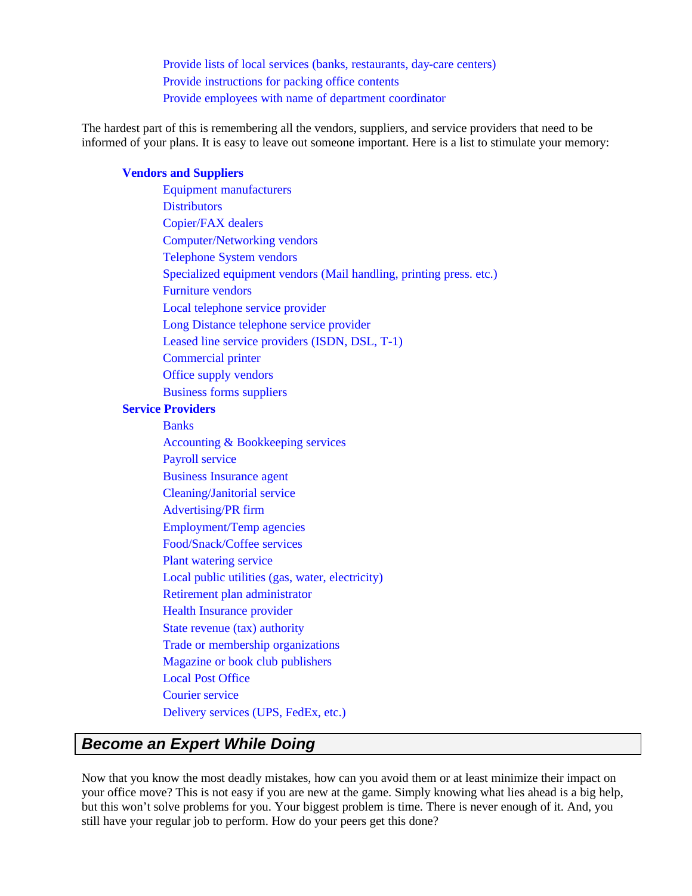- Provide lists of local services (banks, restaurants, day-care centers)
- Provide instructions for packing office contents
- Provide employees with name of department coordinator

The hardest part of this is remembering all the vendors, suppliers, and service providers that need to be informed of your plans. It is easy to leave out someone important. Here is a list to stimulate your memory:

**Vendors and Suppliers**

- Equipment manufacturers
- Distributors
- Copier/FAX dealers
- Computer/Networking vendors
- Telephone System vendors
- Specialized equipment vendors (Mail handling, printing press. etc.)
- Furniture vendors
- Local telephone service provider
- Long Distance telephone service provider
- Leased line service providers (ISDN, DSL, T-1)
- Commercial printer
- Office supply vendors
- Business forms suppliers

**Service Providers**

- Banks
- Accounting & Bookkeeping services
- Payroll service
- Business Insurance agent
- Cleaning/Janitorial service
- Advertising/PR firm
- Employment/Temp agencies
- Food/Snack/Coffee services
- Plant watering service
- Local public utilities (gas, water, electricity)
- Retirement plan administrator
- Health Insurance provider
- State revenue (tax) authority
- Trade or membership organizations
- Magazine or book club publishers
- Local Post Office
- Courier service
- Delivery services (UPS, FedEx, etc.)

## *Become an Expert While Doing*

Now that you know the most deadly mistakes, how can you avoid them or at least minimize their impact on your office move? This is not easy if you are new at the game. Simply knowing what lies ahead is a big help, but this won't solve problems for you. Your biggest problem is time. There is never enough of it. And, you still have your regular job to perform. How do your peers get this done?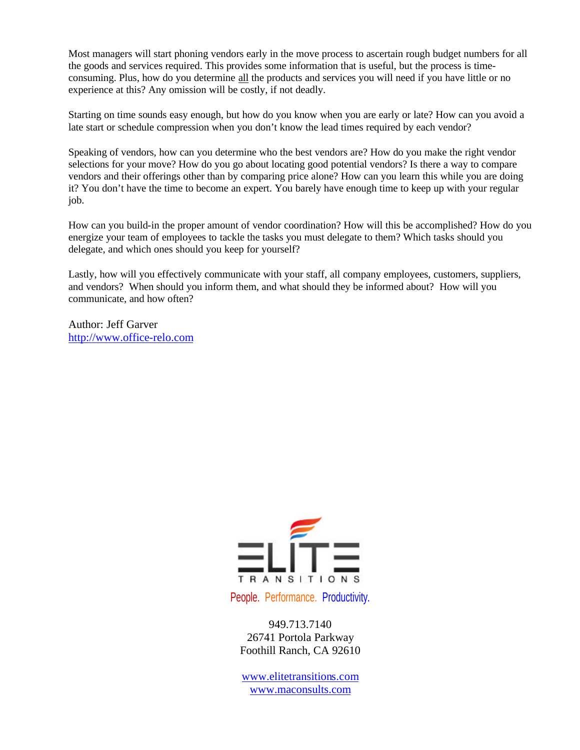Most managers will start phoning vendors early in the move process to ascertain rough budget numbers for all the goods and services required. This provides some information that is useful, but the process is time-consuming. Plus, how do you determine all the products and services you will need if you have little or no experience at this? Any omission will be costly, if not deadly.

Starting on time sounds easy enough, but how do you know when you are early or late? How can you avoid a late start or schedule compression when you don't know the lead times required by each vendor?

Speaking of vendors, how can you determine who the best vendors are? How do you make the right vendor selections for your move? How do you go about locating good potential vendors? Is there a way to compare vendors and their offerings other than by comparing price alone? How can you learn this while you are doing it? You don't have the time to become an expert. You barely have enough time to keep up with your regular job.

How can you build-in the proper amount of vendor coordination? How will this be accomplished? How do you energize your team of employees to tackle the tasks you must delegate to them? Which tasks should you delegate, and which ones should you keep for yourself?

Lastly, how will you effectively communicate with your staff, all company employees, customers, suppliers, and vendors? When should you inform them, and what should they be informed about? How will you communicate, and how often?

Author: Jeff Garver
http://www.office-relo.com

ELITE TRANSITIONS

People. Performance. Productivity.

949.713.7140
26741 Portola Parkway
Foothill Ranch, CA 92610

www.elitetransitions.com
www.maconsults.com